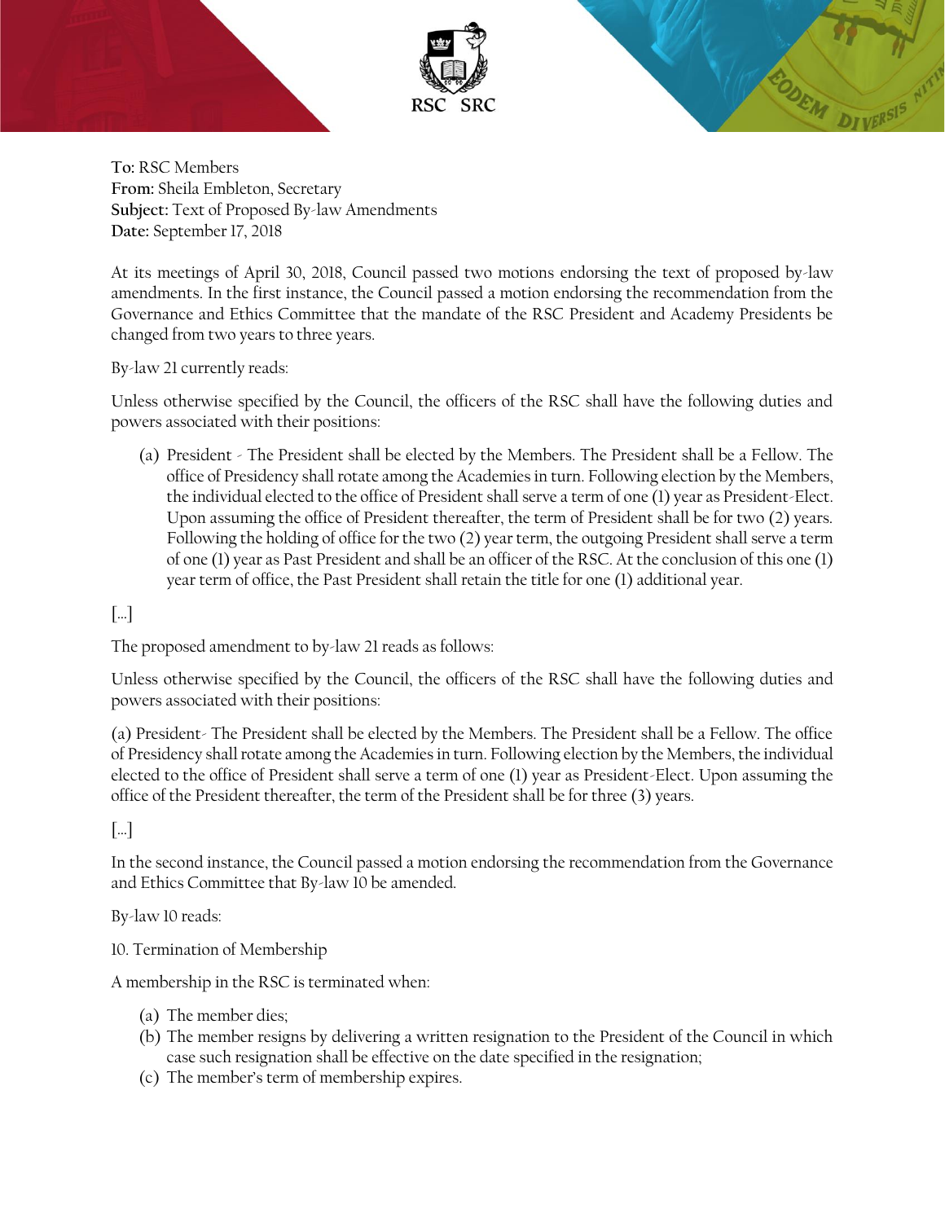**To:** RSC Members
**From:** Sheila Embleton, Secretary
**Subject:** Text of Proposed By-law Amendments
**Date:** September 17, 2018

At its meetings of April 30, 2018, Council passed two motions endorsing the text of proposed by-law amendments. In the first instance, the Council passed a motion endorsing the recommendation from the Governance and Ethics Committee that the mandate of the RSC President and Academy Presidents be changed from two years to three years.

By-law 21 currently reads:

Unless otherwise specified by the Council, the officers of the RSC shall have the following duties and powers associated with their positions:

(a) President - The President shall be elected by the Members. The President shall be a Fellow. The office of Presidency shall rotate among the Academies in turn. Following election by the Members, the individual elected to the office of President shall serve a term of one (1) year as President-Elect. Upon assuming the office of President thereafter, the term of President shall be for two (2) years. Following the holding of office for the two (2) year term, the outgoing President shall serve a term of one (1) year as Past President and shall be an officer of the RSC. At the conclusion of this one (1) year term of office, the Past President shall retain the title for one (1) additional year.

[…]

The proposed amendment to by-law 21 reads as follows:

Unless otherwise specified by the Council, the officers of the RSC shall have the following duties and powers associated with their positions:

(a) President- The President shall be elected by the Members. The President shall be a Fellow. The office of Presidency shall rotate among the Academies in turn. Following election by the Members, the individual elected to the office of President shall serve a term of one (1) year as President-Elect. Upon assuming the office of the President thereafter, the term of the President shall be for three (3) years.

[…]

In the second instance, the Council passed a motion endorsing the recommendation from the Governance and Ethics Committee that By-law 10 be amended.

By-law 10 reads:

10. Termination of Membership

A membership in the RSC is terminated when:

(a) The member dies;
(b) The member resigns by delivering a written resignation to the President of the Council in which case such resignation shall be effective on the date specified in the resignation;
(c) The member's term of membership expires.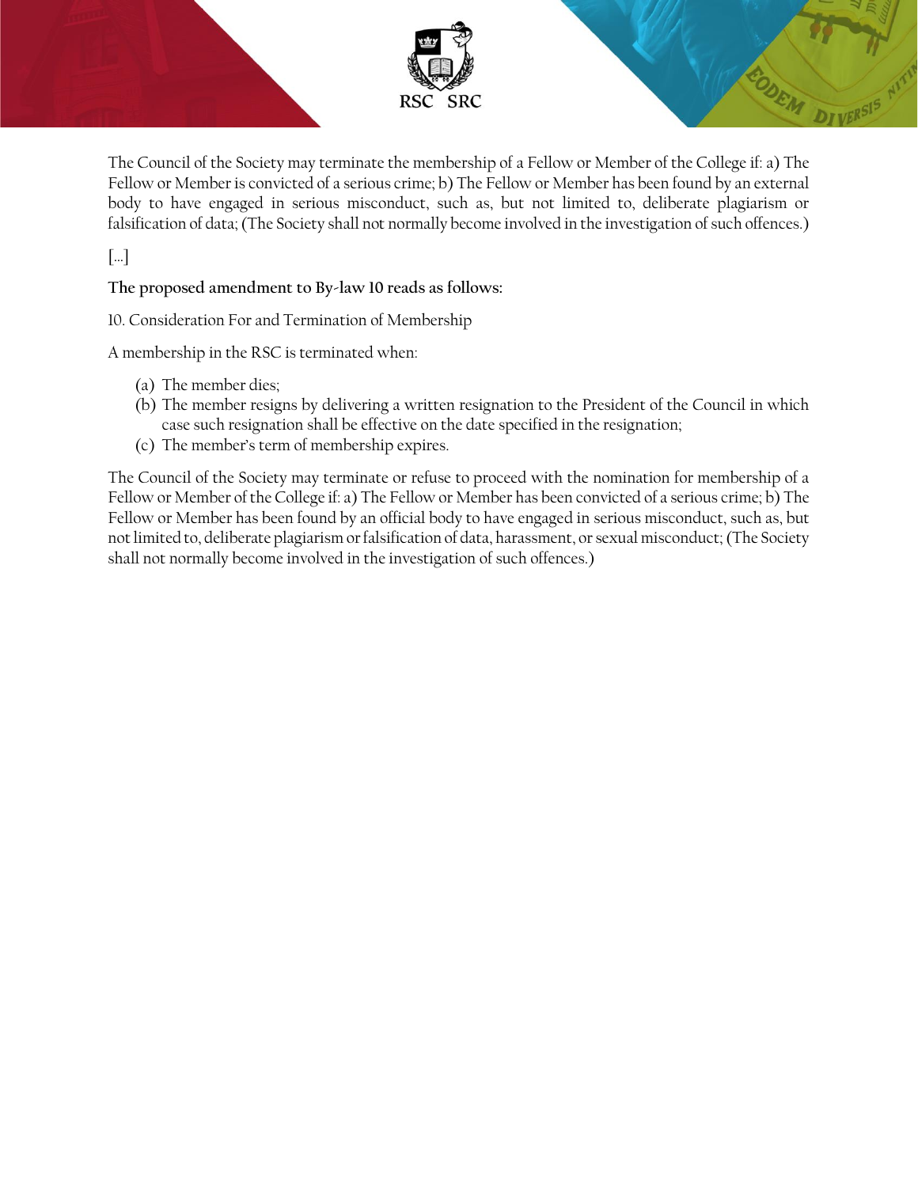The Council of the Society may terminate the membership of a Fellow or Member of the College if: a) The Fellow or Member is convicted of a serious crime; b) The Fellow or Member has been found by an external body to have engaged in serious misconduct, such as, but not limited to, deliberate plagiarism or falsification of data; (The Society shall not normally become involved in the investigation of such offences.)

[...]

**The proposed amendment to By-law 10 reads as follows:**

10. Consideration For and Termination of Membership

A membership in the RSC is terminated when:

(a) The member dies;
(b) The member resigns by delivering a written resignation to the President of the Council in which case such resignation shall be effective on the date specified in the resignation;
(c) The member's term of membership expires.

The Council of the Society may terminate or refuse to proceed with the nomination for membership of a Fellow or Member of the College if: a) The Fellow or Member has been convicted of a serious crime; b) The Fellow or Member has been found by an official body to have engaged in serious misconduct, such as, but not limited to, deliberate plagiarism or falsification of data, harassment, or sexual misconduct; (The Society shall not normally become involved in the investigation of such offences.)